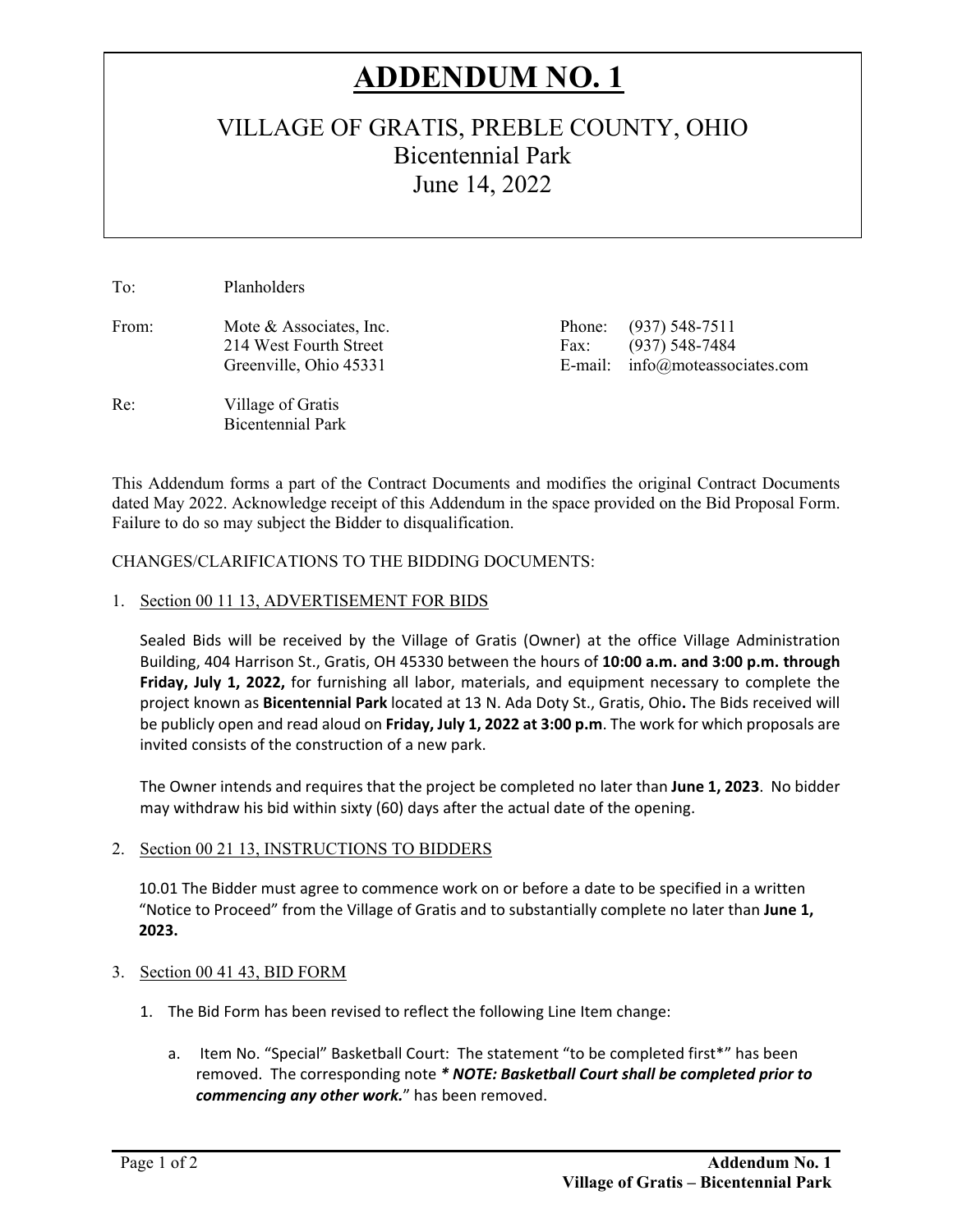# ADDENDUM NO. 1

## VILLAGE OF GRATIS, PREBLE COUNTY, OHIO
## Bicentennial Park
## June 14, 2022

To: Planholders

From: Mote & Associates, Inc.
214 West Fourth Street
Greenville, Ohio 45331

Phone: (937) 548-7511
Fax: (937) 548-7484
E-mail: info@moteassociates.com

Re: Village of Gratis
Bicentennial Park

This Addendum forms a part of the Contract Documents and modifies the original Contract Documents dated May 2022. Acknowledge receipt of this Addendum in the space provided on the Bid Proposal Form. Failure to do so may subject the Bidder to disqualification.

CHANGES/CLARIFICATIONS TO THE BIDDING DOCUMENTS:

1. Section 00 11 13, ADVERTISEMENT FOR BIDS

   Sealed Bids will be received by the Village of Gratis (Owner) at the office Village Administration Building, 404 Harrison St., Gratis, OH 45330 between the hours of **10:00 a.m. and 3:00 p.m. through Friday, July 1, 2022,** for furnishing all labor, materials, and equipment necessary to complete the project known as **Bicentennial Park** located at 13 N. Ada Doty St., Gratis, Ohio**.** The Bids received will be publicly open and read aloud on **Friday, July 1, 2022 at 3:00 p.m**. The work for which proposals are invited consists of the construction of a new park.

   The Owner intends and requires that the project be completed no later than **June 1, 2023**. No bidder may withdraw his bid within sixty (60) days after the actual date of the opening.

2. Section 00 21 13, INSTRUCTIONS TO BIDDERS

   10.01 The Bidder must agree to commence work on or before a date to be specified in a written "Notice to Proceed" from the Village of Gratis and to substantially complete no later than **June 1, 2023.**

3. Section 00 41 43, BID FORM

   1. The Bid Form has been revised to reflect the following Line Item change:

      a. Item No. "Special" Basketball Court: The statement "to be completed first*" has been removed. The corresponding note ***\* NOTE: Basketball Court shall be completed prior to commencing any other work.*** " has been removed.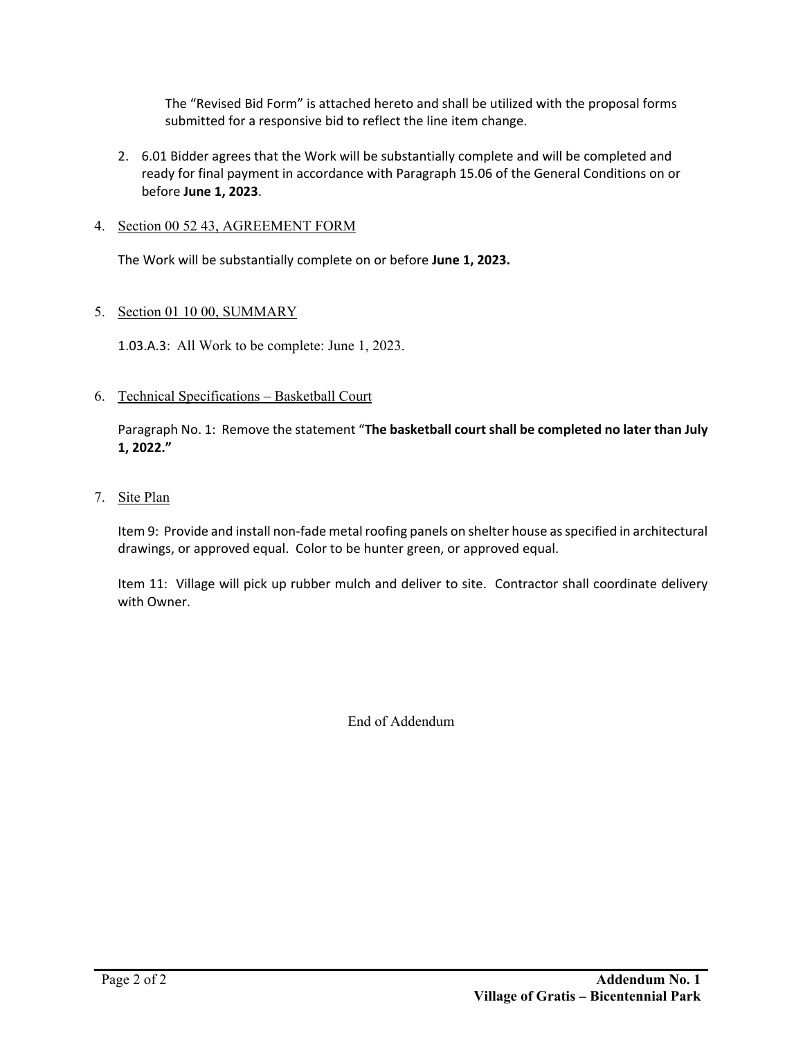The "Revised Bid Form" is attached hereto and shall be utilized with the proposal forms submitted for a responsive bid to reflect the line item change.

2. 6.01 Bidder agrees that the Work will be substantially complete and will be completed and ready for final payment in accordance with Paragraph 15.06 of the General Conditions on or before **June 1, 2023**.

4. Section 00 52 43, AGREEMENT FORM

   The Work will be substantially complete on or before **June 1, 2023.**

5. Section 01 10 00, SUMMARY

   1.03.A.3: All Work to be complete: June 1, 2023.

6. Technical Specifications – Basketball Court

   Paragraph No. 1: Remove the statement "**The basketball court shall be completed no later than July 1, 2022."**

7. Site Plan

   Item 9: Provide and install non-fade metal roofing panels on shelter house as specified in architectural drawings, or approved equal. Color to be hunter green, or approved equal.

   Item 11: Village will pick up rubber mulch and deliver to site. Contractor shall coordinate delivery with Owner.

End of Addendum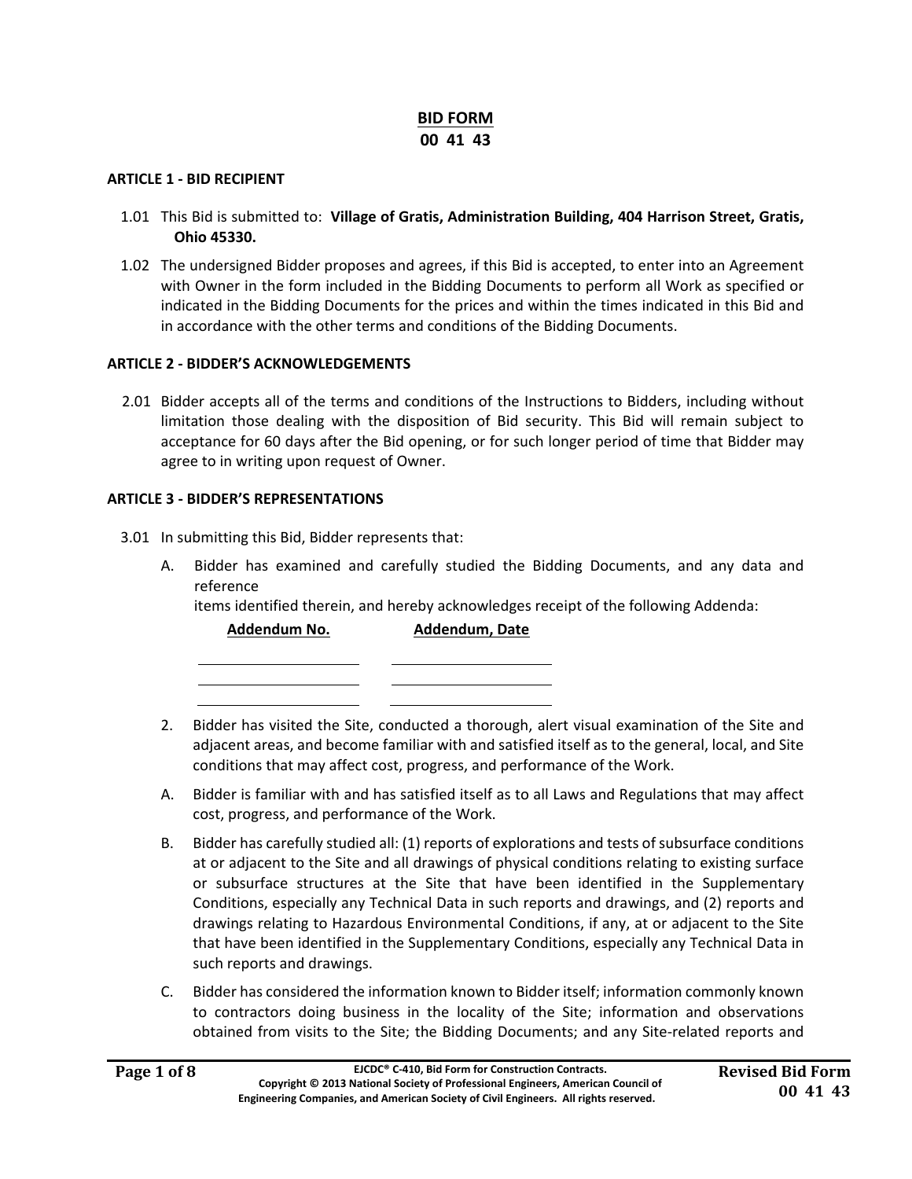# BID FORM
## 00 41 43

### ARTICLE 1 - BID RECIPIENT

1.01 This Bid is submitted to: **Village of Gratis, Administration Building, 404 Harrison Street, Gratis, Ohio 45330.**

1.02 The undersigned Bidder proposes and agrees, if this Bid is accepted, to enter into an Agreement with Owner in the form included in the Bidding Documents to perform all Work as specified or indicated in the Bidding Documents for the prices and within the times indicated in this Bid and in accordance with the other terms and conditions of the Bidding Documents.

### ARTICLE 2 - BIDDER'S ACKNOWLEDGEMENTS

2.01 Bidder accepts all of the terms and conditions of the Instructions to Bidders, including without limitation those dealing with the disposition of Bid security. This Bid will remain subject to acceptance for 60 days after the Bid opening, or for such longer period of time that Bidder may agree to in writing upon request of Owner.

### ARTICLE 3 - BIDDER'S REPRESENTATIONS

3.01 In submitting this Bid, Bidder represents that:

A. Bidder has examined and carefully studied the Bidding Documents, and any data and reference
items identified therein, and hereby acknowledges receipt of the following Addenda:

| **Addendum No.** | **Addendum, Date** |
|---|---|
| | |
| | |
| | |

2. Bidder has visited the Site, conducted a thorough, alert visual examination of the Site and adjacent areas, and become familiar with and satisfied itself as to the general, local, and Site conditions that may affect cost, progress, and performance of the Work.

A. Bidder is familiar with and has satisfied itself as to all Laws and Regulations that may affect cost, progress, and performance of the Work.

B. Bidder has carefully studied all: (1) reports of explorations and tests of subsurface conditions at or adjacent to the Site and all drawings of physical conditions relating to existing surface or subsurface structures at the Site that have been identified in the Supplementary Conditions, especially any Technical Data in such reports and drawings, and (2) reports and drawings relating to Hazardous Environmental Conditions, if any, at or adjacent to the Site that have been identified in the Supplementary Conditions, especially any Technical Data in such reports and drawings.

C. Bidder has considered the information known to Bidder itself; information commonly known to contractors doing business in the locality of the Site; information and observations obtained from visits to the Site; the Bidding Documents; and any Site-related reports and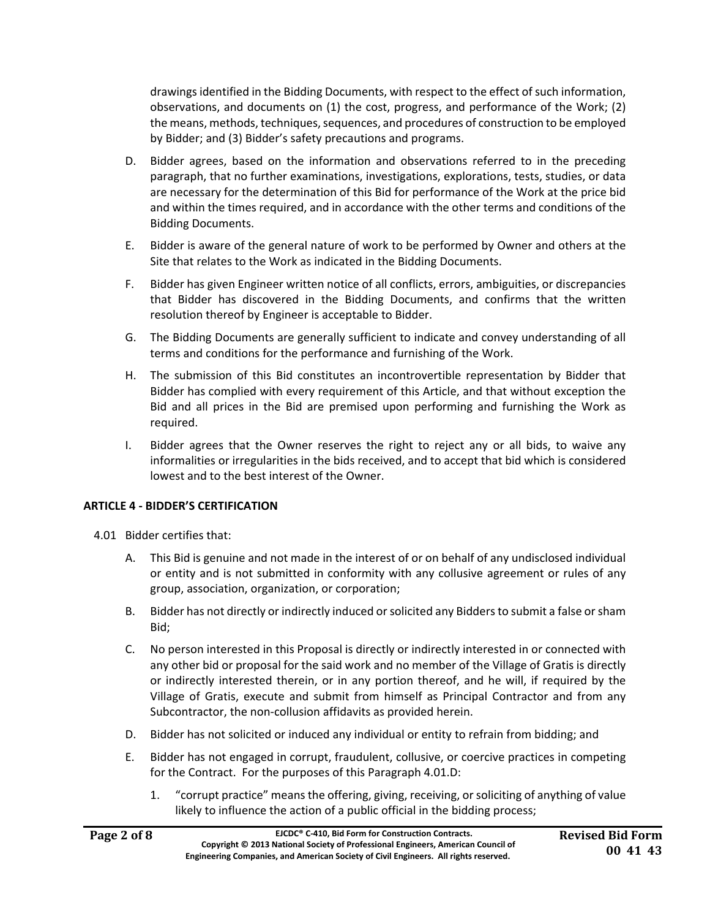drawings identified in the Bidding Documents, with respect to the effect of such information, observations, and documents on (1) the cost, progress, and performance of the Work; (2) the means, methods, techniques, sequences, and procedures of construction to be employed by Bidder; and (3) Bidder's safety precautions and programs.

D. Bidder agrees, based on the information and observations referred to in the preceding paragraph, that no further examinations, investigations, explorations, tests, studies, or data are necessary for the determination of this Bid for performance of the Work at the price bid and within the times required, and in accordance with the other terms and conditions of the Bidding Documents.

E. Bidder is aware of the general nature of work to be performed by Owner and others at the Site that relates to the Work as indicated in the Bidding Documents.

F. Bidder has given Engineer written notice of all conflicts, errors, ambiguities, or discrepancies that Bidder has discovered in the Bidding Documents, and confirms that the written resolution thereof by Engineer is acceptable to Bidder.

G. The Bidding Documents are generally sufficient to indicate and convey understanding of all terms and conditions for the performance and furnishing of the Work.

H. The submission of this Bid constitutes an incontrovertible representation by Bidder that Bidder has complied with every requirement of this Article, and that without exception the Bid and all prices in the Bid are premised upon performing and furnishing the Work as required.

I. Bidder agrees that the Owner reserves the right to reject any or all bids, to waive any informalities or irregularities in the bids received, and to accept that bid which is considered lowest and to the best interest of the Owner.

**ARTICLE 4 - BIDDER'S CERTIFICATION**

4.01 Bidder certifies that:

A. This Bid is genuine and not made in the interest of or on behalf of any undisclosed individual or entity and is not submitted in conformity with any collusive agreement or rules of any group, association, organization, or corporation;

B. Bidder has not directly or indirectly induced or solicited any Bidders to submit a false or sham Bid;

C. No person interested in this Proposal is directly or indirectly interested in or connected with any other bid or proposal for the said work and no member of the Village of Gratis is directly or indirectly interested therein, or in any portion thereof, and he will, if required by the Village of Gratis, execute and submit from himself as Principal Contractor and from any Subcontractor, the non-collusion affidavits as provided herein.

D. Bidder has not solicited or induced any individual or entity to refrain from bidding; and

E. Bidder has not engaged in corrupt, fraudulent, collusive, or coercive practices in competing for the Contract. For the purposes of this Paragraph 4.01.D:

1. "corrupt practice" means the offering, giving, receiving, or soliciting of anything of value likely to influence the action of a public official in the bidding process;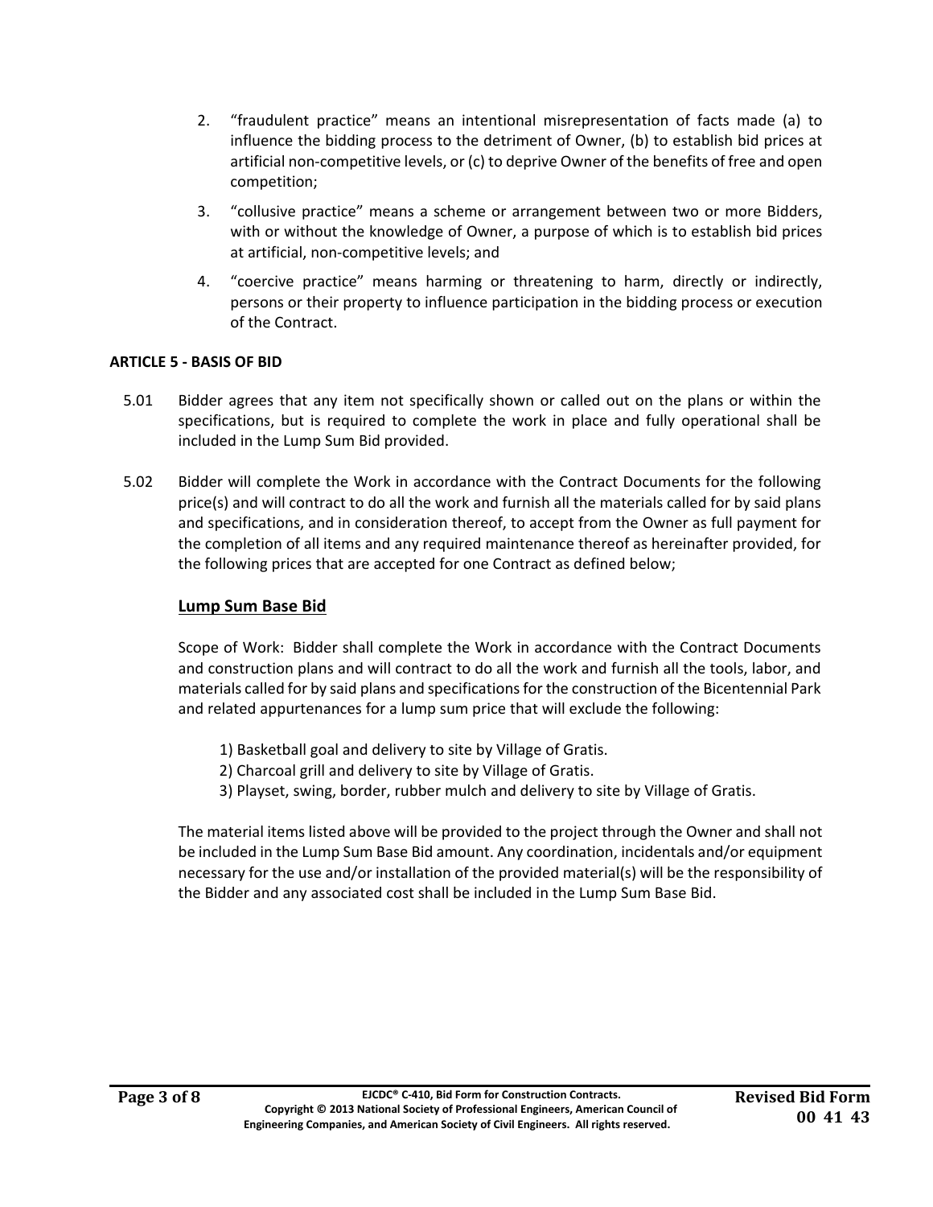2. "fraudulent practice" means an intentional misrepresentation of facts made (a) to influence the bidding process to the detriment of Owner, (b) to establish bid prices at artificial non-competitive levels, or (c) to deprive Owner of the benefits of free and open competition;
3. "collusive practice" means a scheme or arrangement between two or more Bidders, with or without the knowledge of Owner, a purpose of which is to establish bid prices at artificial, non-competitive levels; and
4. "coercive practice" means harming or threatening to harm, directly or indirectly, persons or their property to influence participation in the bidding process or execution of the Contract.

**ARTICLE 5 - BASIS OF BID**

5.01 Bidder agrees that any item not specifically shown or called out on the plans or within the specifications, but is required to complete the work in place and fully operational shall be included in the Lump Sum Bid provided.

5.02 Bidder will complete the Work in accordance with the Contract Documents for the following price(s) and will contract to do all the work and furnish all the materials called for by said plans and specifications, and in consideration thereof, to accept from the Owner as full payment for the completion of all items and any required maintenance thereof as hereinafter provided, for the following prices that are accepted for one Contract as defined below;

**Lump Sum Base Bid**

Scope of Work: Bidder shall complete the Work in accordance with the Contract Documents and construction plans and will contract to do all the work and furnish all the tools, labor, and materials called for by said plans and specifications for the construction of the Bicentennial Park and related appurtenances for a lump sum price that will exclude the following:

1) Basketball goal and delivery to site by Village of Gratis.
2) Charcoal grill and delivery to site by Village of Gratis.
3) Playset, swing, border, rubber mulch and delivery to site by Village of Gratis.

The material items listed above will be provided to the project through the Owner and shall not be included in the Lump Sum Base Bid amount. Any coordination, incidentals and/or equipment necessary for the use and/or installation of the provided material(s) will be the responsibility of the Bidder and any associated cost shall be included in the Lump Sum Base Bid.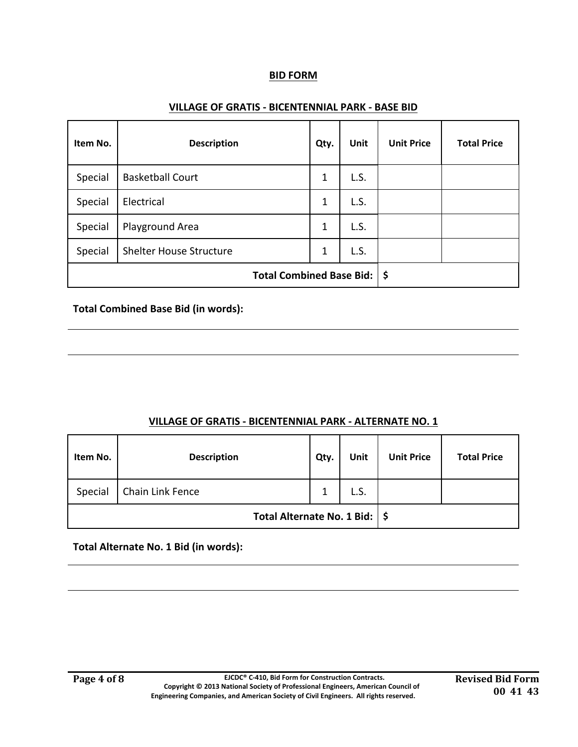## BID FORM

### VILLAGE OF GRATIS - BICENTENNIAL PARK - BASE BID

| Item No. | Description | Qty. | Unit | Unit Price | Total Price |
|---|---|---|---|---|---|
| Special | Basketball Court | 1 | L.S. | | |
| Special | Electrical | 1 | L.S. | | |
| Special | Playground Area | 1 | L.S. | | |
| Special | Shelter House Structure | 1 | L.S. | | |
| | | | **Total Combined Base Bid:** | $ | |

**Total Combined Base Bid (in words):**

______________________________________________________________________________

______________________________________________________________________________

### VILLAGE OF GRATIS - BICENTENNIAL PARK - ALTERNATE NO. 1

| Item No. | Description | Qty. | Unit | Unit Price | Total Price |
|---|---|---|---|---|---|
| Special | Chain Link Fence | 1 | L.S. | | |
| | | | **Total Alternate No. 1 Bid:** | $ | |

**Total Alternate No. 1 Bid (in words):**

______________________________________________________________________________

______________________________________________________________________________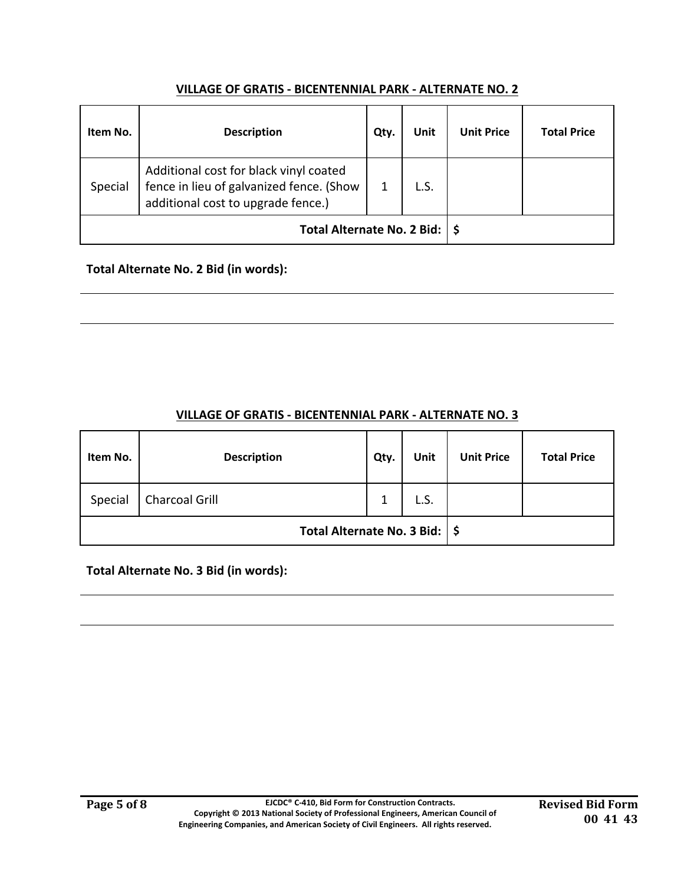**VILLAGE OF GRATIS - BICENTENNIAL PARK - ALTERNATE NO. 2**

| Item No. | Description | Qty. | Unit | Unit Price | Total Price |
|---|---|---|---|---|---|
| Special | Additional cost for black vinyl coated fence in lieu of galvanized fence. (Show additional cost to upgrade fence.) | 1 | L.S. | | |
| | | | **Total Alternate No. 2 Bid:** | **$** | |

**Total Alternate No. 2 Bid (in words):**

______________________________________________________________________

______________________________________________________________________

**VILLAGE OF GRATIS - BICENTENNIAL PARK - ALTERNATE NO. 3**

| Item No. | Description | Qty. | Unit | Unit Price | Total Price |
|---|---|---|---|---|---|
| Special | Charcoal Grill | 1 | L.S. | | |
| | | | **Total Alternate No. 3 Bid:** | **$** | |

**Total Alternate No. 3 Bid (in words):**

______________________________________________________________________

______________________________________________________________________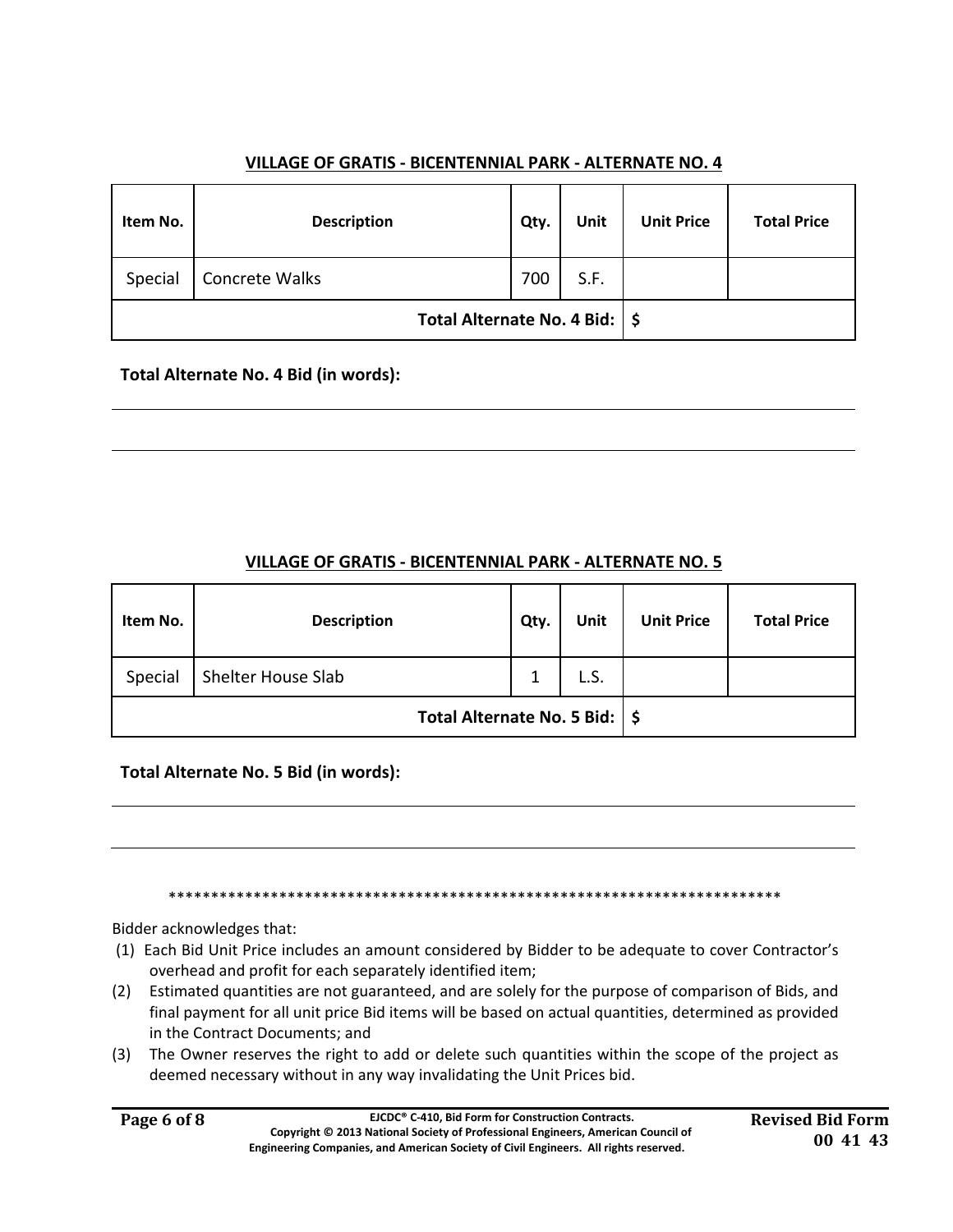**VILLAGE OF GRATIS - BICENTENNIAL PARK - ALTERNATE NO. 4**

| Item No. | Description | Qty. | Unit | Unit Price | Total Price |
|---|---|---|---|---|---|
| Special | Concrete Walks | 700 | S.F. | | |
| **Total Alternate No. 4 Bid:** | | | | $ | |

**Total Alternate No. 4 Bid (in words):**

---

---

**VILLAGE OF GRATIS - BICENTENNIAL PARK - ALTERNATE NO. 5**

| Item No. | Description | Qty. | Unit | Unit Price | Total Price |
|---|---|---|---|---|---|
| Special | Shelter House Slab | 1 | L.S. | | |
| **Total Alternate No. 5 Bid:** | | | | $ | |

**Total Alternate No. 5 Bid (in words):**

---

---

\*\*\*\*\*\*\*\*\*\*\*\*\*\*\*\*\*\*\*\*\*\*\*\*\*\*\*\*\*\*\*\*\*\*\*\*\*\*\*\*\*\*\*\*\*\*\*\*\*\*\*\*\*\*\*\*\*\*\*\*\*\*\*\*\*\*\*\*\*\*\*\*\*\*

Bidder acknowledges that:

(1) Each Bid Unit Price includes an amount considered by Bidder to be adequate to cover Contractor's overhead and profit for each separately identified item;

(2) Estimated quantities are not guaranteed, and are solely for the purpose of comparison of Bids, and final payment for all unit price Bid items will be based on actual quantities, determined as provided in the Contract Documents; and

(3) The Owner reserves the right to add or delete such quantities within the scope of the project as deemed necessary without in any way invalidating the Unit Prices bid.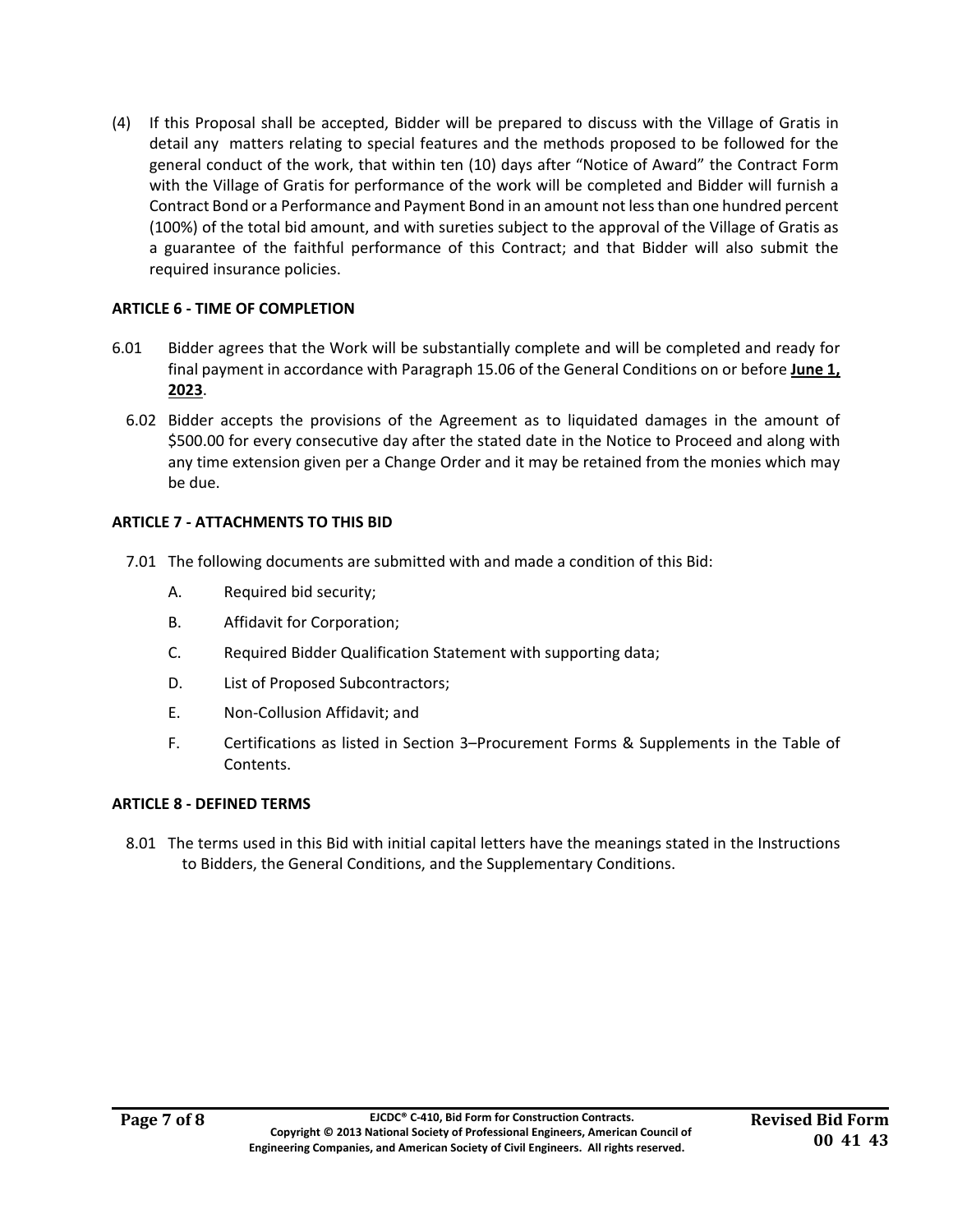(4) If this Proposal shall be accepted, Bidder will be prepared to discuss with the Village of Gratis in detail any matters relating to special features and the methods proposed to be followed for the general conduct of the work, that within ten (10) days after "Notice of Award" the Contract Form with the Village of Gratis for performance of the work will be completed and Bidder will furnish a Contract Bond or a Performance and Payment Bond in an amount not less than one hundred percent (100%) of the total bid amount, and with sureties subject to the approval of the Village of Gratis as a guarantee of the faithful performance of this Contract; and that Bidder will also submit the required insurance policies.

**ARTICLE 6 - TIME OF COMPLETION**

6.01 Bidder agrees that the Work will be substantially complete and will be completed and ready for final payment in accordance with Paragraph 15.06 of the General Conditions on or before **June 1, 2023**.

6.02 Bidder accepts the provisions of the Agreement as to liquidated damages in the amount of $500.00 for every consecutive day after the stated date in the Notice to Proceed and along with any time extension given per a Change Order and it may be retained from the monies which may be due.

**ARTICLE 7 - ATTACHMENTS TO THIS BID**

7.01 The following documents are submitted with and made a condition of this Bid:

A. Required bid security;

B. Affidavit for Corporation;

C. Required Bidder Qualification Statement with supporting data;

D. List of Proposed Subcontractors;

E. Non-Collusion Affidavit; and

F. Certifications as listed in Section 3–Procurement Forms & Supplements in the Table of Contents.

**ARTICLE 8 - DEFINED TERMS**

8.01 The terms used in this Bid with initial capital letters have the meanings stated in the Instructions to Bidders, the General Conditions, and the Supplementary Conditions.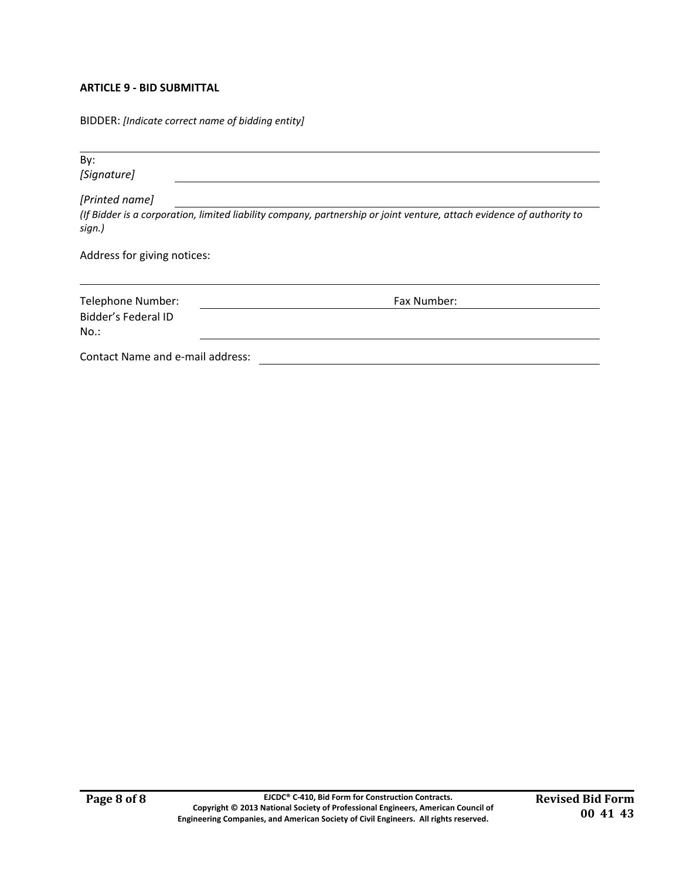**ARTICLE 9 - BID SUBMITTAL**

BIDDER: *[Indicate correct name of bidding entity]*

By:

*[Signature]*

*[Printed name]*

*(If Bidder is a corporation, limited liability company, partnership or joint venture, attach evidence of authority to sign.)*

Address for giving notices:

Telephone Number: Fax Number:

Bidder's Federal ID No.:

Contact Name and e-mail address: